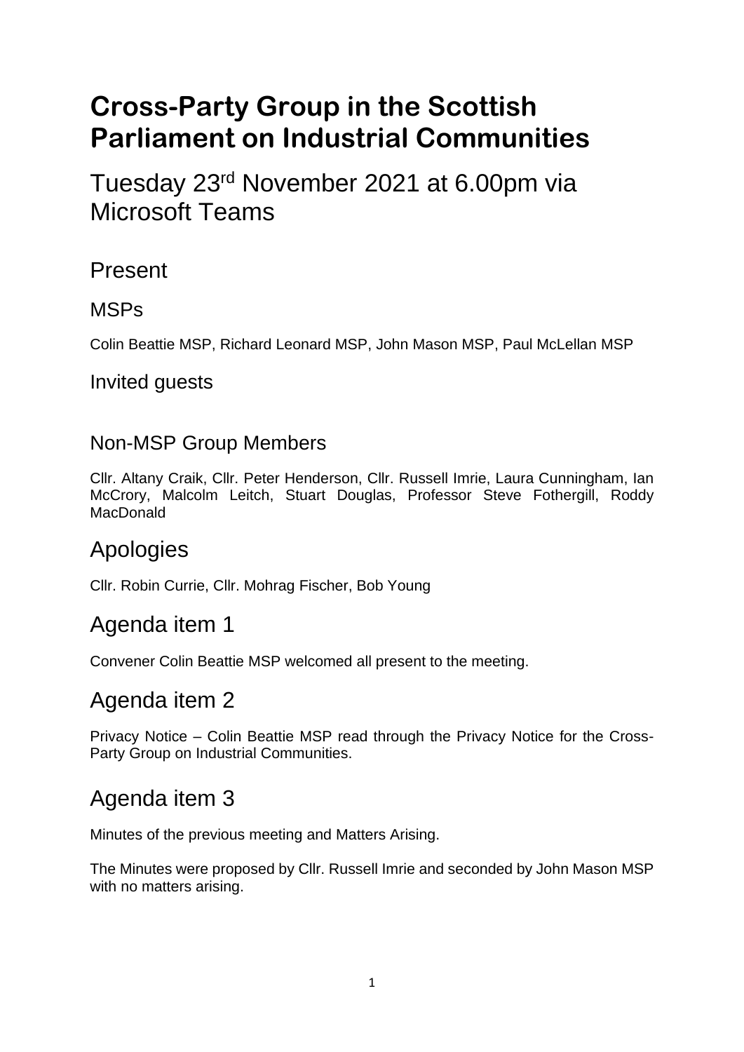# Cross-Party Group in the Scottish Parliament on Industrial Communities

## Tuesday 23rd November 2021 at 6.00pm via Microsoft Teams

## Present

### MSPs

Colin Beattie MSP, Richard Leonard MSP, John Mason MSP, Paul McLellan MSP

### Invited guests

### Non-MSP Group Members

Cllr. Altany Craik, Cllr. Peter Henderson, Cllr. Russell Imrie, Laura Cunningham, Ian McCrory, Malcolm Leitch, Stuart Douglas, Professor Steve Fothergill, Roddy MacDonald

## Apologies

Cllr. Robin Currie, Cllr. Mohrag Fischer, Bob Young

## Agenda item 1

Convener Colin Beattie MSP welcomed all present to the meeting.

## Agenda item 2

Privacy Notice – Colin Beattie MSP read through the Privacy Notice for the Cross-Party Group on Industrial Communities.

## Agenda item 3

Minutes of the previous meeting and Matters Arising.

The Minutes were proposed by Cllr. Russell Imrie and seconded by John Mason MSP with no matters arising.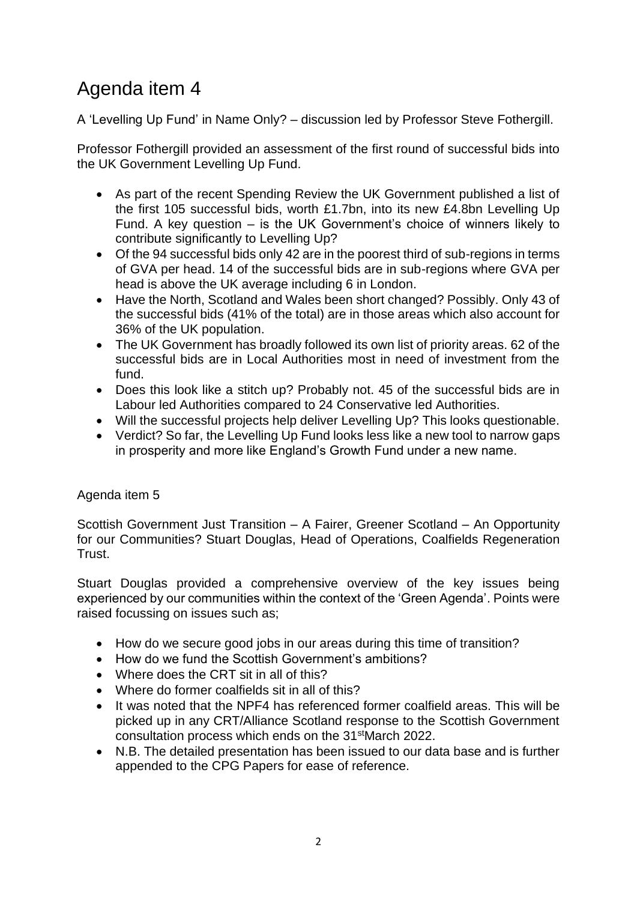# Agenda item 4

A 'Levelling Up Fund' in Name Only? – discussion led by Professor Steve Fothergill.

Professor Fothergill provided an assessment of the first round of successful bids into the UK Government Levelling Up Fund.

- As part of the recent Spending Review the UK Government published a list of the first 105 successful bids, worth £1.7bn, into its new £4.8bn Levelling Up Fund. A key question – is the UK Government's choice of winners likely to contribute significantly to Levelling Up?
- Of the 94 successful bids only 42 are in the poorest third of sub-regions in terms of GVA per head. 14 of the successful bids are in sub-regions where GVA per head is above the UK average including 6 in London.
- Have the North, Scotland and Wales been short changed? Possibly. Only 43 of the successful bids (41% of the total) are in those areas which also account for 36% of the UK population.
- The UK Government has broadly followed its own list of priority areas. 62 of the successful bids are in Local Authorities most in need of investment from the fund.
- Does this look like a stitch up? Probably not. 45 of the successful bids are in Labour led Authorities compared to 24 Conservative led Authorities.
- Will the successful projects help deliver Levelling Up? This looks questionable.
- Verdict? So far, the Levelling Up Fund looks less like a new tool to narrow gaps in prosperity and more like England's Growth Fund under a new name.

Agenda item 5

Scottish Government Just Transition – A Fairer, Greener Scotland – An Opportunity for our Communities? Stuart Douglas, Head of Operations, Coalfields Regeneration Trust.

Stuart Douglas provided a comprehensive overview of the key issues being experienced by our communities within the context of the 'Green Agenda'. Points were raised focussing on issues such as;

- How do we secure good jobs in our areas during this time of transition?
- How do we fund the Scottish Government's ambitions?
- Where does the CRT sit in all of this?
- Where do former coalfields sit in all of this?
- It was noted that the NPF4 has referenced former coalfield areas. This will be picked up in any CRT/Alliance Scotland response to the Scottish Government consultation process which ends on the 31st March 2022.
- N.B. The detailed presentation has been issued to our data base and is further appended to the CPG Papers for ease of reference.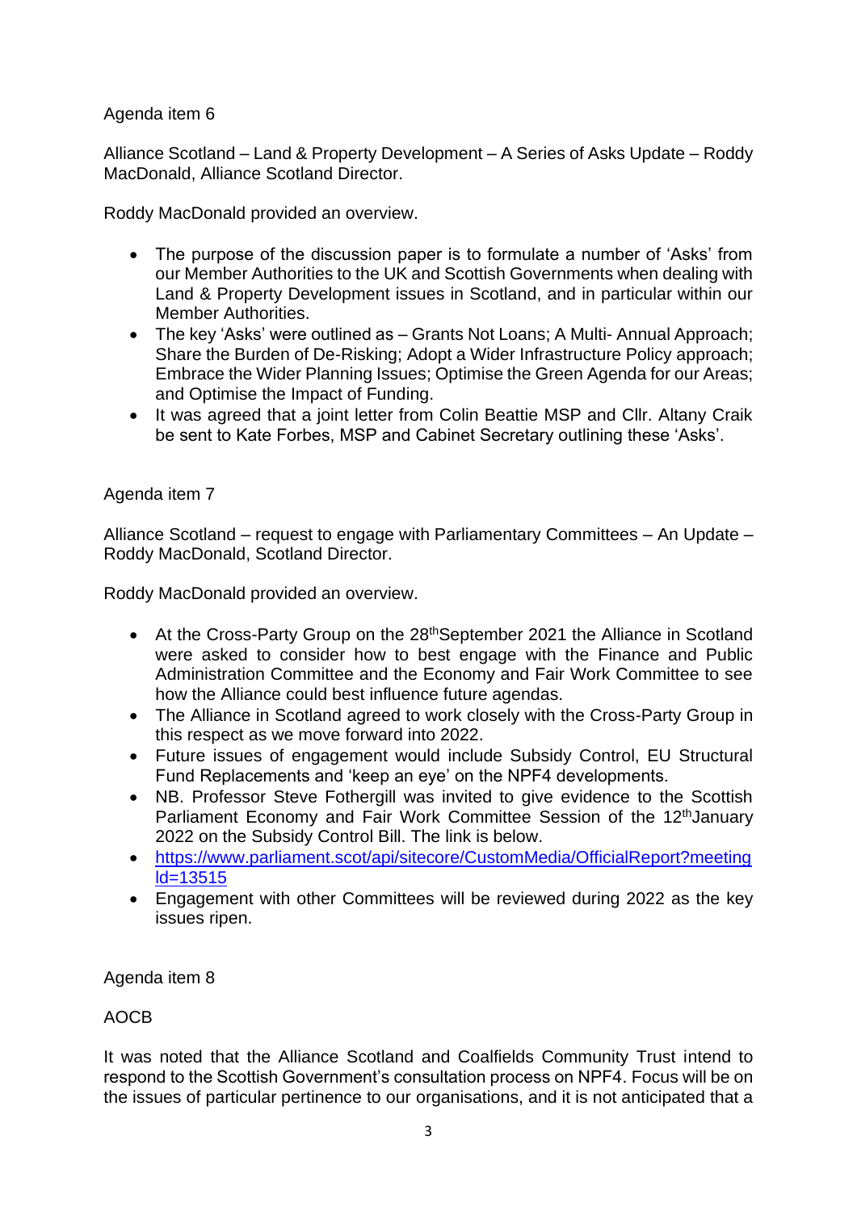Agenda item 6

Alliance Scotland – Land & Property Development – A Series of Asks Update – Roddy MacDonald, Alliance Scotland Director.

Roddy MacDonald provided an overview.

- The purpose of the discussion paper is to formulate a number of 'Asks' from our Member Authorities to the UK and Scottish Governments when dealing with Land & Property Development issues in Scotland, and in particular within our Member Authorities.
- The key 'Asks' were outlined as – Grants Not Loans; A Multi- Annual Approach; Share the Burden of De-Risking; Adopt a Wider Infrastructure Policy approach; Embrace the Wider Planning Issues; Optimise the Green Agenda for our Areas; and Optimise the Impact of Funding.
- It was agreed that a joint letter from Colin Beattie MSP and Cllr. Altany Craik be sent to Kate Forbes, MSP and Cabinet Secretary outlining these 'Asks'.

Agenda item 7

Alliance Scotland – request to engage with Parliamentary Committees – An Update – Roddy MacDonald, Scotland Director.

Roddy MacDonald provided an overview.

- At the Cross-Party Group on the 28th September 2021 the Alliance in Scotland were asked to consider how to best engage with the Finance and Public Administration Committee and the Economy and Fair Work Committee to see how the Alliance could best influence future agendas.
- The Alliance in Scotland agreed to work closely with the Cross-Party Group in this respect as we move forward into 2022.
- Future issues of engagement would include Subsidy Control, EU Structural Fund Replacements and 'keep an eye' on the NPF4 developments.
- NB. Professor Steve Fothergill was invited to give evidence to the Scottish Parliament Economy and Fair Work Committee Session of the 12th January 2022 on the Subsidy Control Bill. The link is below.
- https://www.parliament.scot/api/sitecore/CustomMedia/OfficialReport?meetingId=13515
- Engagement with other Committees will be reviewed during 2022 as the key issues ripen.

Agenda item 8

AOCB

It was noted that the Alliance Scotland and Coalfields Community Trust intend to respond to the Scottish Government's consultation process on NPF4. Focus will be on the issues of particular pertinence to our organisations, and it is not anticipated that a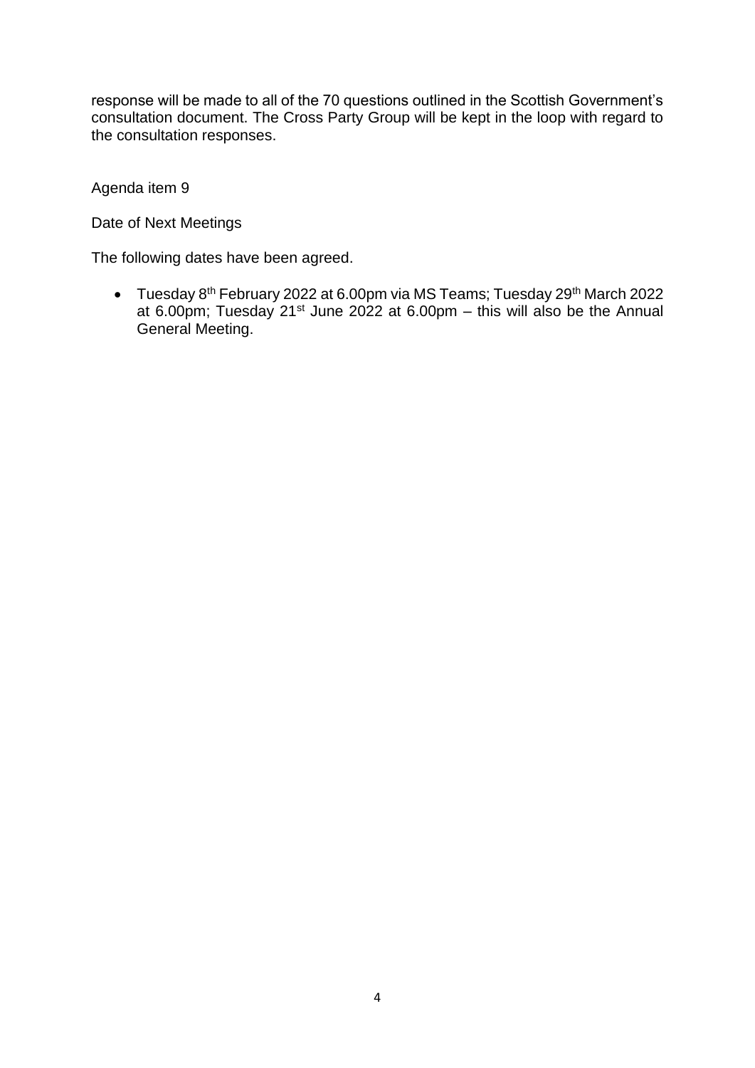response will be made to all of the 70 questions outlined in the Scottish Government's consultation document. The Cross Party Group will be kept in the loop with regard to the consultation responses.

Agenda item 9

Date of Next Meetings

The following dates have been agreed.

- Tuesday 8th February 2022 at 6.00pm via MS Teams; Tuesday 29th March 2022 at 6.00pm; Tuesday 21st June 2022 at 6.00pm – this will also be the Annual General Meeting.